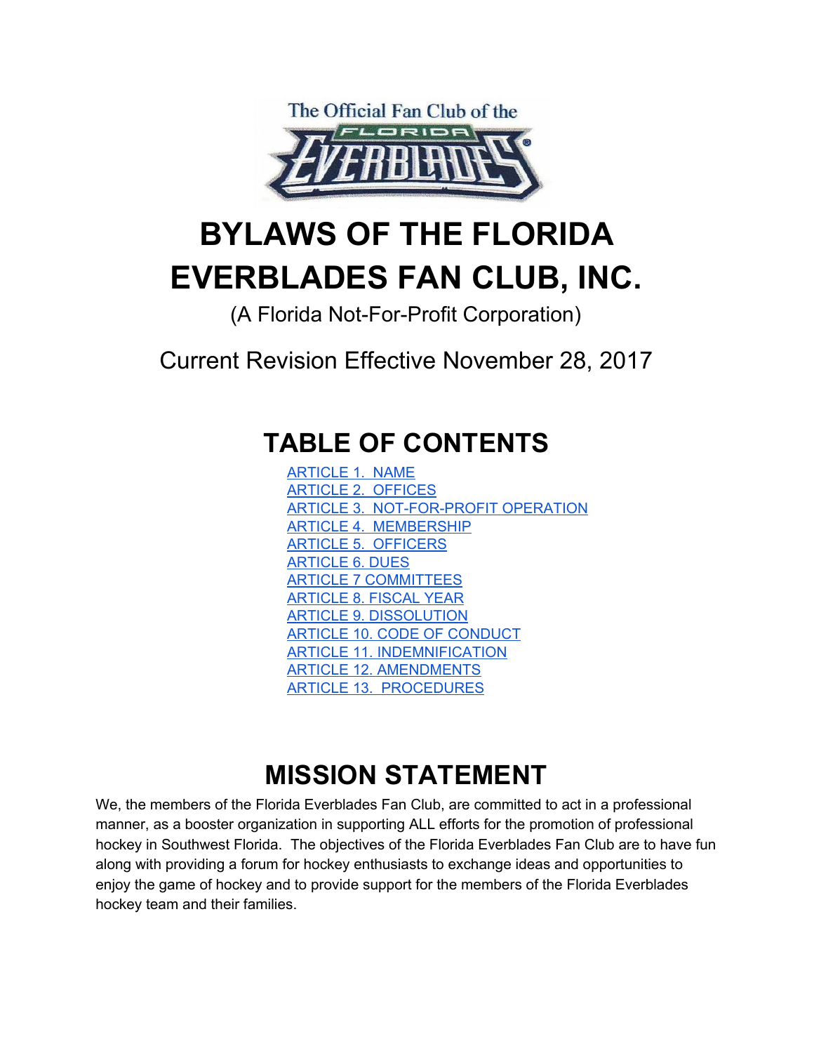The Official Fan Club of the FLORIDA EVERBLADES

# BYLAWS OF THE FLORIDA EVERBLADES FAN CLUB, INC.

(A Florida Not-For-Profit Corporation)

Current Revision Effective November 28, 2017

## TABLE OF CONTENTS

- ARTICLE 1. NAME
- ARTICLE 2. OFFICES
- ARTICLE 3. NOT-FOR-PROFIT OPERATION
- ARTICLE 4. MEMBERSHIP
- ARTICLE 5. OFFICERS
- ARTICLE 6. DUES
- ARTICLE 7 COMMITTEES
- ARTICLE 8. FISCAL YEAR
- ARTICLE 9. DISSOLUTION
- ARTICLE 10. CODE OF CONDUCT
- ARTICLE 11. INDEMNIFICATION
- ARTICLE 12. AMENDMENTS
- ARTICLE 13. PROCEDURES

## MISSION STATEMENT

We, the members of the Florida Everblades Fan Club, are committed to act in a professional manner, as a booster organization in supporting ALL efforts for the promotion of professional hockey in Southwest Florida. The objectives of the Florida Everblades Fan Club are to have fun along with providing a forum for hockey enthusiasts to exchange ideas and opportunities to enjoy the game of hockey and to provide support for the members of the Florida Everblades hockey team and their families.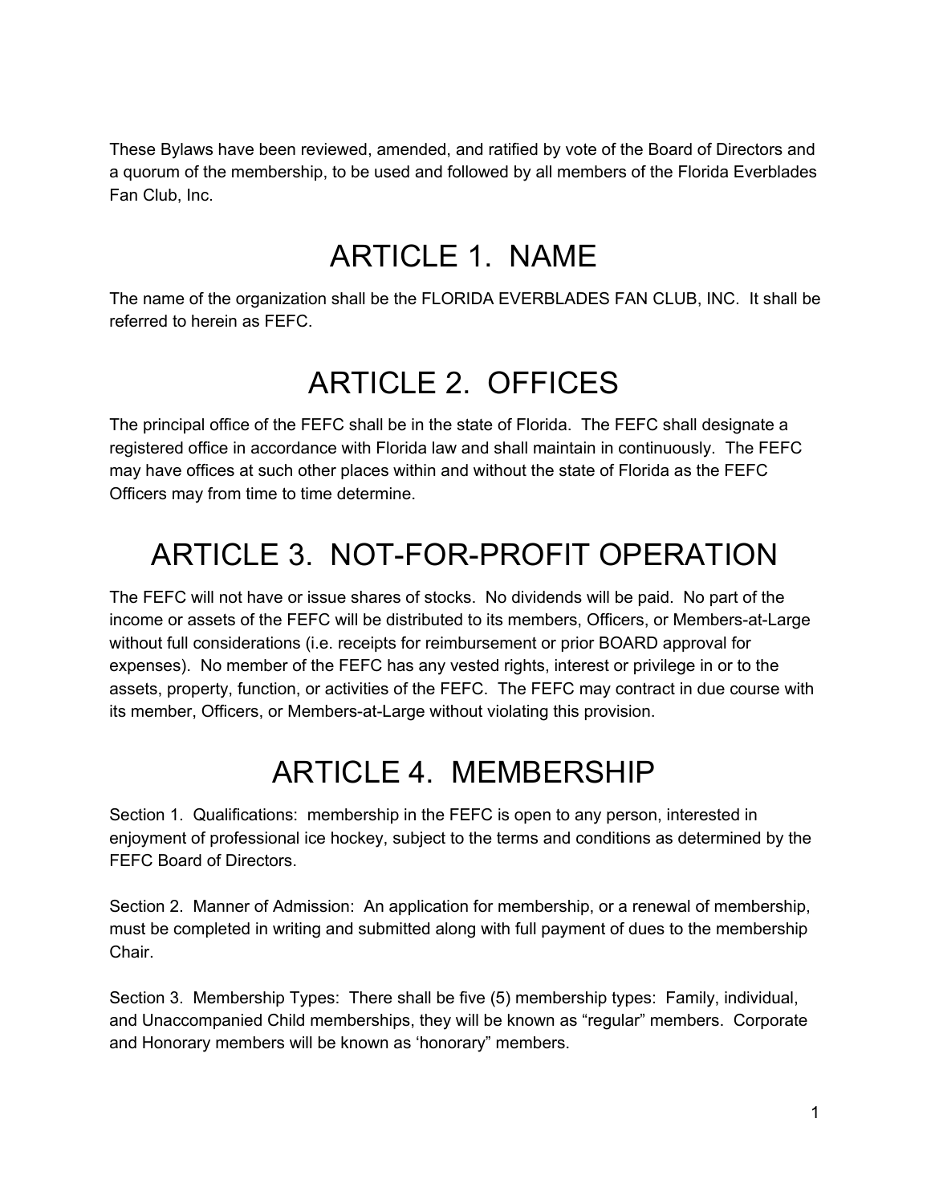These Bylaws have been reviewed, amended, and ratified by vote of the Board of Directors and a quorum of the membership, to be used and followed by all members of the Florida Everblades Fan Club, Inc.

# ARTICLE 1. NAME

The name of the organization shall be the FLORIDA EVERBLADES FAN CLUB, INC. It shall be referred to herein as FEFC.

# ARTICLE 2. OFFICES

The principal office of the FEFC shall be in the state of Florida. The FEFC shall designate a registered office in accordance with Florida law and shall maintain in continuously. The FEFC may have offices at such other places within and without the state of Florida as the FEFC Officers may from time to time determine.

# ARTICLE 3. NOT-FOR-PROFIT OPERATION

The FEFC will not have or issue shares of stocks. No dividends will be paid. No part of the income or assets of the FEFC will be distributed to its members, Officers, or Members-at-Large without full considerations (i.e. receipts for reimbursement or prior BOARD approval for expenses). No member of the FEFC has any vested rights, interest or privilege in or to the assets, property, function, or activities of the FEFC. The FEFC may contract in due course with its member, Officers, or Members-at-Large without violating this provision.

# ARTICLE 4. MEMBERSHIP

Section 1. Qualifications: membership in the FEFC is open to any person, interested in enjoyment of professional ice hockey, subject to the terms and conditions as determined by the FEFC Board of Directors.

Section 2. Manner of Admission: An application for membership, or a renewal of membership, must be completed in writing and submitted along with full payment of dues to the membership Chair.

Section 3. Membership Types: There shall be five (5) membership types: Family, individual, and Unaccompanied Child memberships, they will be known as "regular" members. Corporate and Honorary members will be known as 'honorary" members.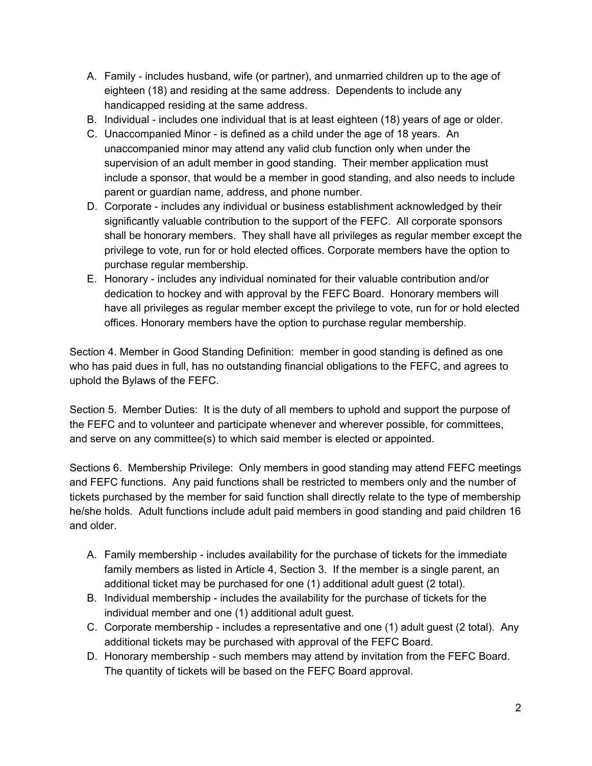A. Family - includes husband, wife (or partner), and unmarried children up to the age of eighteen (18) and residing at the same address. Dependents to include any handicapped residing at the same address.
B. Individual - includes one individual that is at least eighteen (18) years of age or older.
C. Unaccompanied Minor - is defined as a child under the age of 18 years. An unaccompanied minor may attend any valid club function only when under the supervision of an adult member in good standing. Their member application must include a sponsor, that would be a member in good standing, and also needs to include parent or guardian name, address, and phone number.
D. Corporate - includes any individual or business establishment acknowledged by their significantly valuable contribution to the support of the FEFC. All corporate sponsors shall be honorary members. They shall have all privileges as regular member except the privilege to vote, run for or hold elected offices. Corporate members have the option to purchase regular membership.
E. Honorary - includes any individual nominated for their valuable contribution and/or dedication to hockey and with approval by the FEFC Board. Honorary members will have all privileges as regular member except the privilege to vote, run for or hold elected offices. Honorary members have the option to purchase regular membership.

Section 4. Member in Good Standing Definition: member in good standing is defined as one who has paid dues in full, has no outstanding financial obligations to the FEFC, and agrees to uphold the Bylaws of the FEFC.

Section 5. Member Duties: It is the duty of all members to uphold and support the purpose of the FEFC and to volunteer and participate whenever and wherever possible, for committees, and serve on any committee(s) to which said member is elected or appointed.

Sections 6. Membership Privilege: Only members in good standing may attend FEFC meetings and FEFC functions. Any paid functions shall be restricted to members only and the number of tickets purchased by the member for said function shall directly relate to the type of membership he/she holds. Adult functions include adult paid members in good standing and paid children 16 and older.

A. Family membership - includes availability for the purchase of tickets for the immediate family members as listed in Article 4, Section 3. If the member is a single parent, an additional ticket may be purchased for one (1) additional adult guest (2 total).
B. Individual membership - includes the availability for the purchase of tickets for the individual member and one (1) additional adult guest.
C. Corporate membership - includes a representative and one (1) adult guest (2 total). Any additional tickets may be purchased with approval of the FEFC Board.
D. Honorary membership - such members may attend by invitation from the FEFC Board. The quantity of tickets will be based on the FEFC Board approval.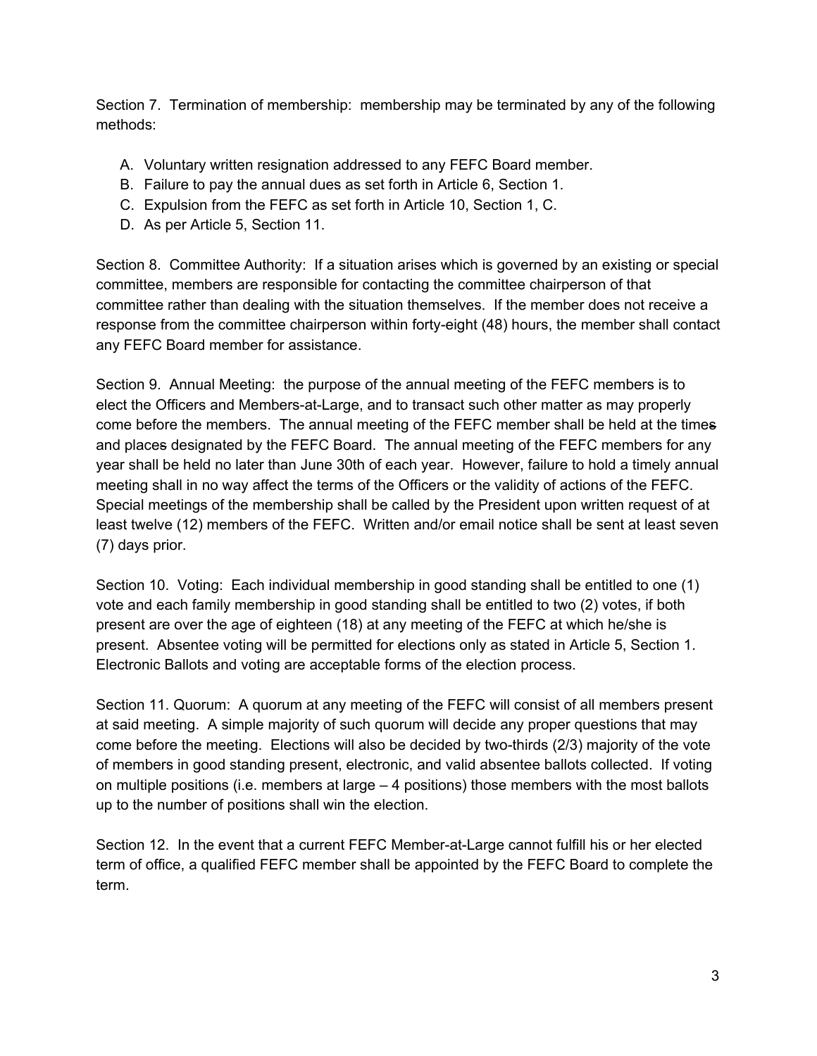Section 7. Termination of membership: membership may be terminated by any of the following methods:

A. Voluntary written resignation addressed to any FEFC Board member.
B. Failure to pay the annual dues as set forth in Article 6, Section 1.
C. Expulsion from the FEFC as set forth in Article 10, Section 1, C.
D. As per Article 5, Section 11.

Section 8. Committee Authority: If a situation arises which is governed by an existing or special committee, members are responsible for contacting the committee chairperson of that committee rather than dealing with the situation themselves. If the member does not receive a response from the committee chairperson within forty-eight (48) hours, the member shall contact any FEFC Board member for assistance.

Section 9. Annual Meeting: the purpose of the annual meeting of the FEFC members is to elect the Officers and Members-at-Large, and to transact such other matter as may properly come before the members. The annual meeting of the FEFC member shall be held at the times and places designated by the FEFC Board. The annual meeting of the FEFC members for any year shall be held no later than June 30th of each year. However, failure to hold a timely annual meeting shall in no way affect the terms of the Officers or the validity of actions of the FEFC. Special meetings of the membership shall be called by the President upon written request of at least twelve (12) members of the FEFC. Written and/or email notice shall be sent at least seven (7) days prior.

Section 10. Voting: Each individual membership in good standing shall be entitled to one (1) vote and each family membership in good standing shall be entitled to two (2) votes, if both present are over the age of eighteen (18) at any meeting of the FEFC at which he/she is present. Absentee voting will be permitted for elections only as stated in Article 5, Section 1. Electronic Ballots and voting are acceptable forms of the election process.

Section 11. Quorum: A quorum at any meeting of the FEFC will consist of all members present at said meeting. A simple majority of such quorum will decide any proper questions that may come before the meeting. Elections will also be decided by two-thirds (2/3) majority of the vote of members in good standing present, electronic, and valid absentee ballots collected. If voting on multiple positions (i.e. members at large – 4 positions) those members with the most ballots up to the number of positions shall win the election.

Section 12. In the event that a current FEFC Member-at-Large cannot fulfill his or her elected term of office, a qualified FEFC member shall be appointed by the FEFC Board to complete the term.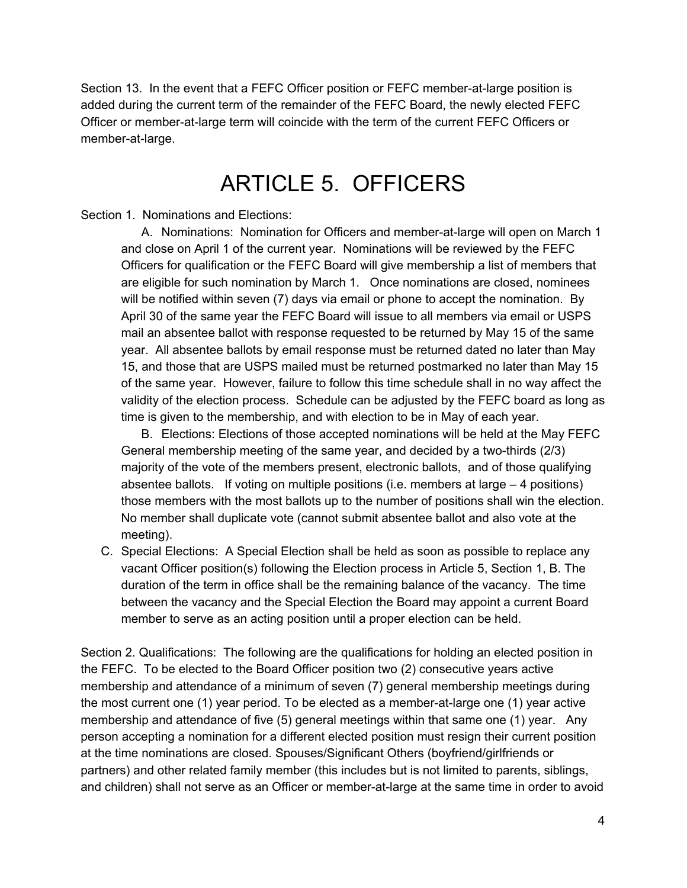Section 13. In the event that a FEFC Officer position or FEFC member-at-large position is added during the current term of the remainder of the FEFC Board, the newly elected FEFC Officer or member-at-large term will coincide with the term of the current FEFC Officers or member-at-large.

# ARTICLE 5. OFFICERS

Section 1. Nominations and Elections:

A. Nominations: Nomination for Officers and member-at-large will open on March 1 and close on April 1 of the current year. Nominations will be reviewed by the FEFC Officers for qualification or the FEFC Board will give membership a list of members that are eligible for such nomination by March 1. Once nominations are closed, nominees will be notified within seven (7) days via email or phone to accept the nomination. By April 30 of the same year the FEFC Board will issue to all members via email or USPS mail an absentee ballot with response requested to be returned by May 15 of the same year. All absentee ballots by email response must be returned dated no later than May 15, and those that are USPS mailed must be returned postmarked no later than May 15 of the same year. However, failure to follow this time schedule shall in no way affect the validity of the election process. Schedule can be adjusted by the FEFC board as long as time is given to the membership, and with election to be in May of each year.

B. Elections: Elections of those accepted nominations will be held at the May FEFC General membership meeting of the same year, and decided by a two-thirds (2/3) majority of the vote of the members present, electronic ballots, and of those qualifying absentee ballots. If voting on multiple positions (i.e. members at large – 4 positions) those members with the most ballots up to the number of positions shall win the election. No member shall duplicate vote (cannot submit absentee ballot and also vote at the meeting).

C. Special Elections: A Special Election shall be held as soon as possible to replace any vacant Officer position(s) following the Election process in Article 5, Section 1, B. The duration of the term in office shall be the remaining balance of the vacancy. The time between the vacancy and the Special Election the Board may appoint a current Board member to serve as an acting position until a proper election can be held.

Section 2. Qualifications: The following are the qualifications for holding an elected position in the FEFC. To be elected to the Board Officer position two (2) consecutive years active membership and attendance of a minimum of seven (7) general membership meetings during the most current one (1) year period. To be elected as a member-at-large one (1) year active membership and attendance of five (5) general meetings within that same one (1) year. Any person accepting a nomination for a different elected position must resign their current position at the time nominations are closed. Spouses/Significant Others (boyfriend/girlfriends or partners) and other related family member (this includes but is not limited to parents, siblings, and children) shall not serve as an Officer or member-at-large at the same time in order to avoid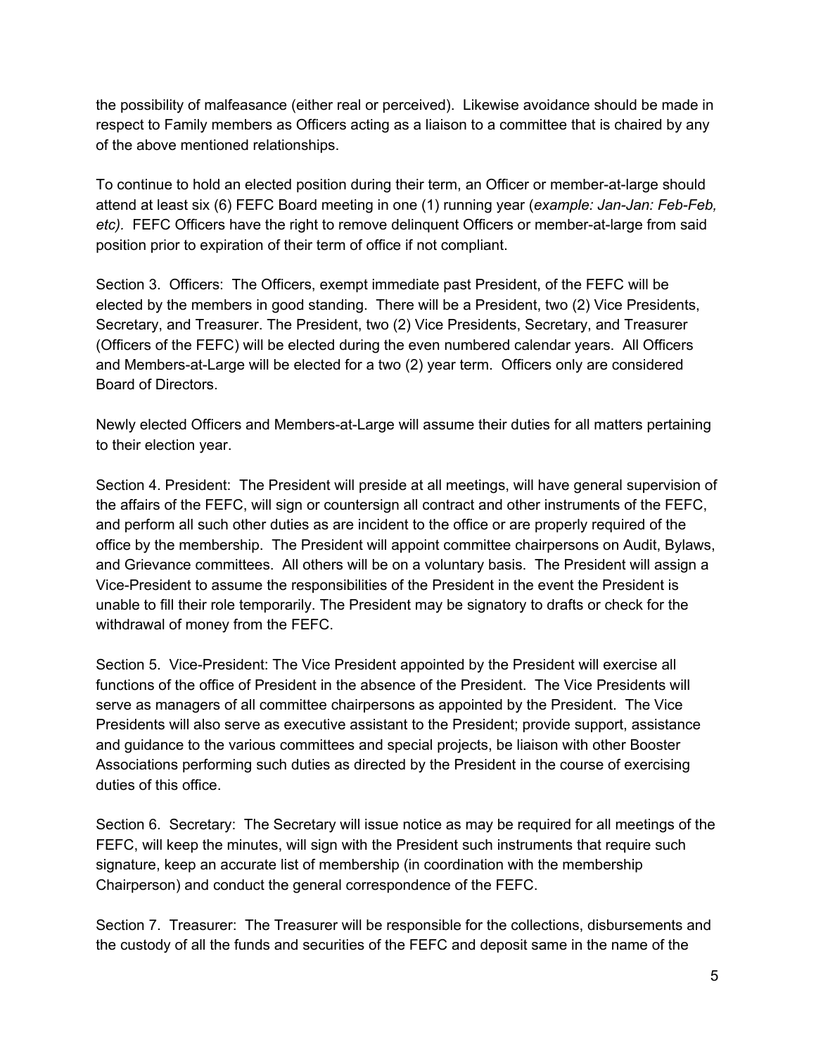the possibility of malfeasance (either real or perceived). Likewise avoidance should be made in respect to Family members as Officers acting as a liaison to a committee that is chaired by any of the above mentioned relationships.

To continue to hold an elected position during their term, an Officer or member-at-large should attend at least six (6) FEFC Board meeting in one (1) running year (*example: Jan-Jan: Feb-Feb, etc)*. FEFC Officers have the right to remove delinquent Officers or member-at-large from said position prior to expiration of their term of office if not compliant.

Section 3. Officers: The Officers, exempt immediate past President, of the FEFC will be elected by the members in good standing. There will be a President, two (2) Vice Presidents, Secretary, and Treasurer. The President, two (2) Vice Presidents, Secretary, and Treasurer (Officers of the FEFC) will be elected during the even numbered calendar years. All Officers and Members-at-Large will be elected for a two (2) year term. Officers only are considered Board of Directors.

Newly elected Officers and Members-at-Large will assume their duties for all matters pertaining to their election year.

Section 4. President: The President will preside at all meetings, will have general supervision of the affairs of the FEFC, will sign or countersign all contract and other instruments of the FEFC, and perform all such other duties as are incident to the office or are properly required of the office by the membership. The President will appoint committee chairpersons on Audit, Bylaws, and Grievance committees. All others will be on a voluntary basis. The President will assign a Vice-President to assume the responsibilities of the President in the event the President is unable to fill their role temporarily. The President may be signatory to drafts or check for the withdrawal of money from the FEFC.

Section 5. Vice-President: The Vice President appointed by the President will exercise all functions of the office of President in the absence of the President. The Vice Presidents will serve as managers of all committee chairpersons as appointed by the President. The Vice Presidents will also serve as executive assistant to the President; provide support, assistance and guidance to the various committees and special projects, be liaison with other Booster Associations performing such duties as directed by the President in the course of exercising duties of this office.

Section 6. Secretary: The Secretary will issue notice as may be required for all meetings of the FEFC, will keep the minutes, will sign with the President such instruments that require such signature, keep an accurate list of membership (in coordination with the membership Chairperson) and conduct the general correspondence of the FEFC.

Section 7. Treasurer: The Treasurer will be responsible for the collections, disbursements and the custody of all the funds and securities of the FEFC and deposit same in the name of the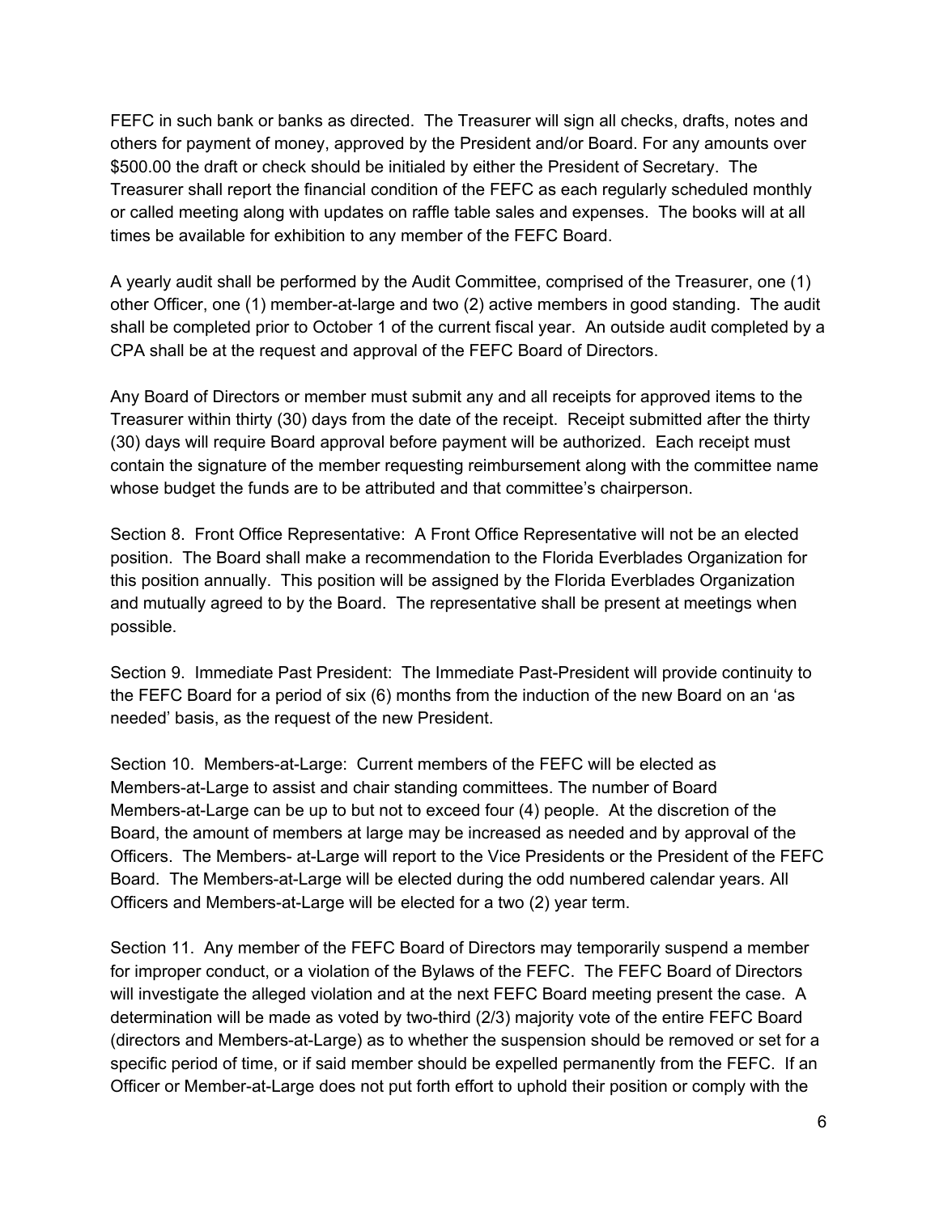FEFC in such bank or banks as directed. The Treasurer will sign all checks, drafts, notes and others for payment of money, approved by the President and/or Board. For any amounts over $500.00 the draft or check should be initialed by either the President of Secretary. The Treasurer shall report the financial condition of the FEFC as each regularly scheduled monthly or called meeting along with updates on raffle table sales and expenses. The books will at all times be available for exhibition to any member of the FEFC Board.

A yearly audit shall be performed by the Audit Committee, comprised of the Treasurer, one (1) other Officer, one (1) member-at-large and two (2) active members in good standing. The audit shall be completed prior to October 1 of the current fiscal year. An outside audit completed by a CPA shall be at the request and approval of the FEFC Board of Directors.

Any Board of Directors or member must submit any and all receipts for approved items to the Treasurer within thirty (30) days from the date of the receipt. Receipt submitted after the thirty (30) days will require Board approval before payment will be authorized. Each receipt must contain the signature of the member requesting reimbursement along with the committee name whose budget the funds are to be attributed and that committee's chairperson.

Section 8. Front Office Representative: A Front Office Representative will not be an elected position. The Board shall make a recommendation to the Florida Everblades Organization for this position annually. This position will be assigned by the Florida Everblades Organization and mutually agreed to by the Board. The representative shall be present at meetings when possible.

Section 9. Immediate Past President: The Immediate Past-President will provide continuity to the FEFC Board for a period of six (6) months from the induction of the new Board on an 'as needed' basis, as the request of the new President.

Section 10. Members-at-Large: Current members of the FEFC will be elected as Members-at-Large to assist and chair standing committees. The number of Board Members-at-Large can be up to but not to exceed four (4) people. At the discretion of the Board, the amount of members at large may be increased as needed and by approval of the Officers. The Members- at-Large will report to the Vice Presidents or the President of the FEFC Board. The Members-at-Large will be elected during the odd numbered calendar years. All Officers and Members-at-Large will be elected for a two (2) year term.

Section 11. Any member of the FEFC Board of Directors may temporarily suspend a member for improper conduct, or a violation of the Bylaws of the FEFC. The FEFC Board of Directors will investigate the alleged violation and at the next FEFC Board meeting present the case. A determination will be made as voted by two-third (2/3) majority vote of the entire FEFC Board (directors and Members-at-Large) as to whether the suspension should be removed or set for a specific period of time, or if said member should be expelled permanently from the FEFC. If an Officer or Member-at-Large does not put forth effort to uphold their position or comply with the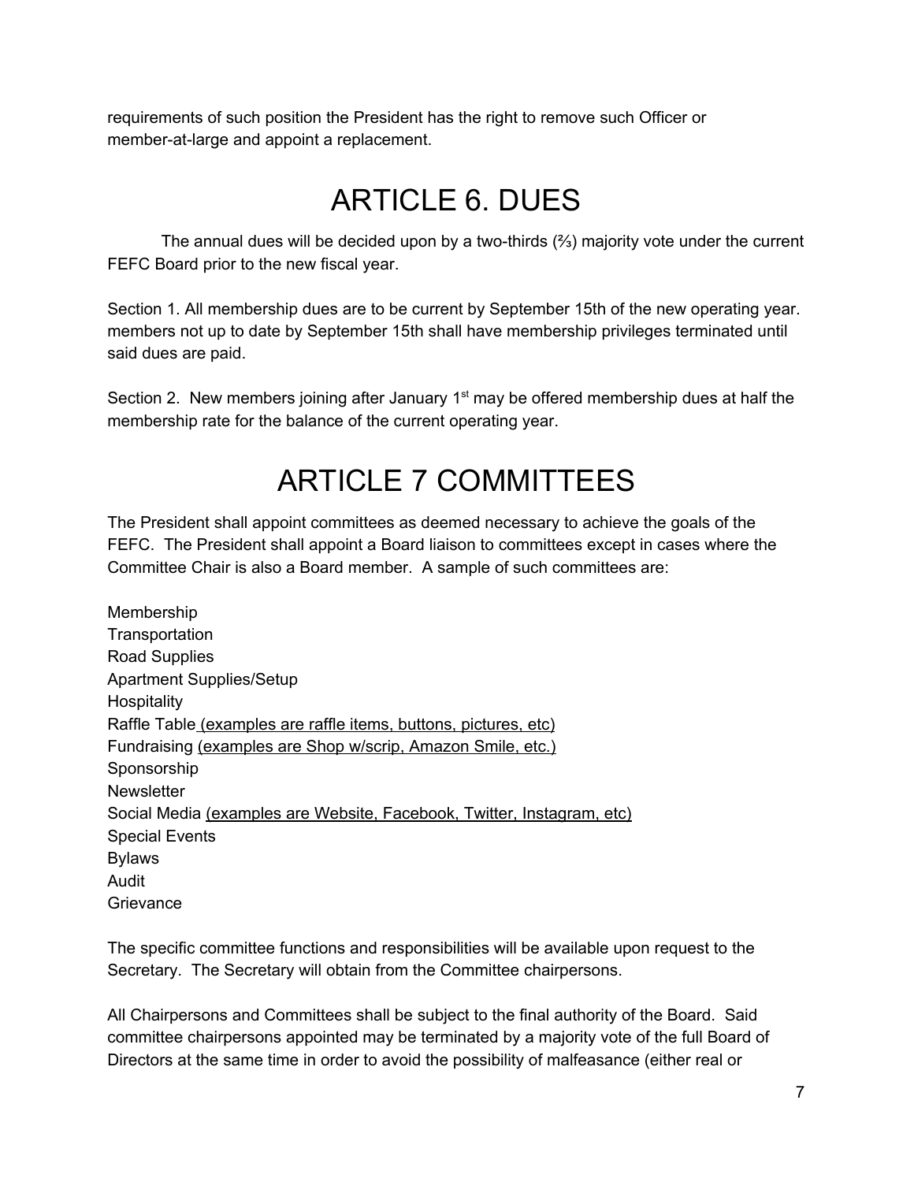requirements of such position the President has the right to remove such Officer or member-at-large and appoint a replacement.

# ARTICLE 6. DUES

The annual dues will be decided upon by a two-thirds (⅔) majority vote under the current FEFC Board prior to the new fiscal year.

Section 1. All membership dues are to be current by September 15th of the new operating year. members not up to date by September 15th shall have membership privileges terminated until said dues are paid.

Section 2. New members joining after January 1st may be offered membership dues at half the membership rate for the balance of the current operating year.

# ARTICLE 7 COMMITTEES

The President shall appoint committees as deemed necessary to achieve the goals of the FEFC. The President shall appoint a Board liaison to committees except in cases where the Committee Chair is also a Board member. A sample of such committees are:

Membership
Transportation
Road Supplies
Apartment Supplies/Setup
Hospitality
Raffle Table (examples are raffle items, buttons, pictures, etc)
Fundraising (examples are Shop w/scrip, Amazon Smile, etc.)
Sponsorship
Newsletter
Social Media (examples are Website, Facebook, Twitter, Instagram, etc)
Special Events
Bylaws
Audit
Grievance

The specific committee functions and responsibilities will be available upon request to the Secretary. The Secretary will obtain from the Committee chairpersons.

All Chairpersons and Committees shall be subject to the final authority of the Board. Said committee chairpersons appointed may be terminated by a majority vote of the full Board of Directors at the same time in order to avoid the possibility of malfeasance (either real or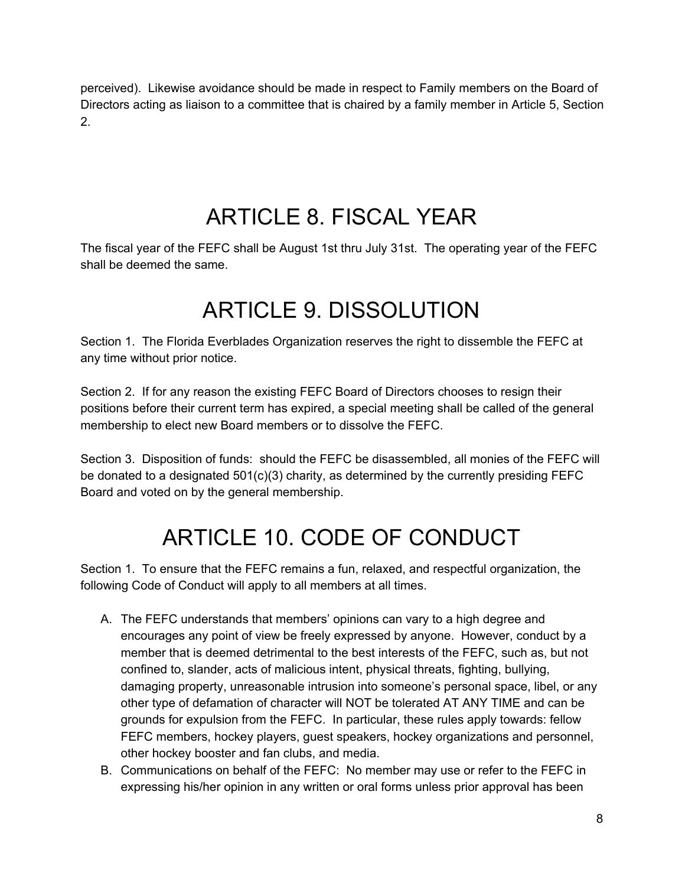perceived). Likewise avoidance should be made in respect to Family members on the Board of Directors acting as liaison to a committee that is chaired by a family member in Article 5, Section 2.

# ARTICLE 8. FISCAL YEAR

The fiscal year of the FEFC shall be August 1st thru July 31st. The operating year of the FEFC shall be deemed the same.

# ARTICLE 9. DISSOLUTION

Section 1. The Florida Everblades Organization reserves the right to dissemble the FEFC at any time without prior notice.

Section 2. If for any reason the existing FEFC Board of Directors chooses to resign their positions before their current term has expired, a special meeting shall be called of the general membership to elect new Board members or to dissolve the FEFC.

Section 3. Disposition of funds: should the FEFC be disassembled, all monies of the FEFC will be donated to a designated 501(c)(3) charity, as determined by the currently presiding FEFC Board and voted on by the general membership.

# ARTICLE 10. CODE OF CONDUCT

Section 1. To ensure that the FEFC remains a fun, relaxed, and respectful organization, the following Code of Conduct will apply to all members at all times.

A. The FEFC understands that members' opinions can vary to a high degree and encourages any point of view be freely expressed by anyone. However, conduct by a member that is deemed detrimental to the best interests of the FEFC, such as, but not confined to, slander, acts of malicious intent, physical threats, fighting, bullying, damaging property, unreasonable intrusion into someone's personal space, libel, or any other type of defamation of character will NOT be tolerated AT ANY TIME and can be grounds for expulsion from the FEFC. In particular, these rules apply towards: fellow FEFC members, hockey players, guest speakers, hockey organizations and personnel, other hockey booster and fan clubs, and media.
B. Communications on behalf of the FEFC: No member may use or refer to the FEFC in expressing his/her opinion in any written or oral forms unless prior approval has been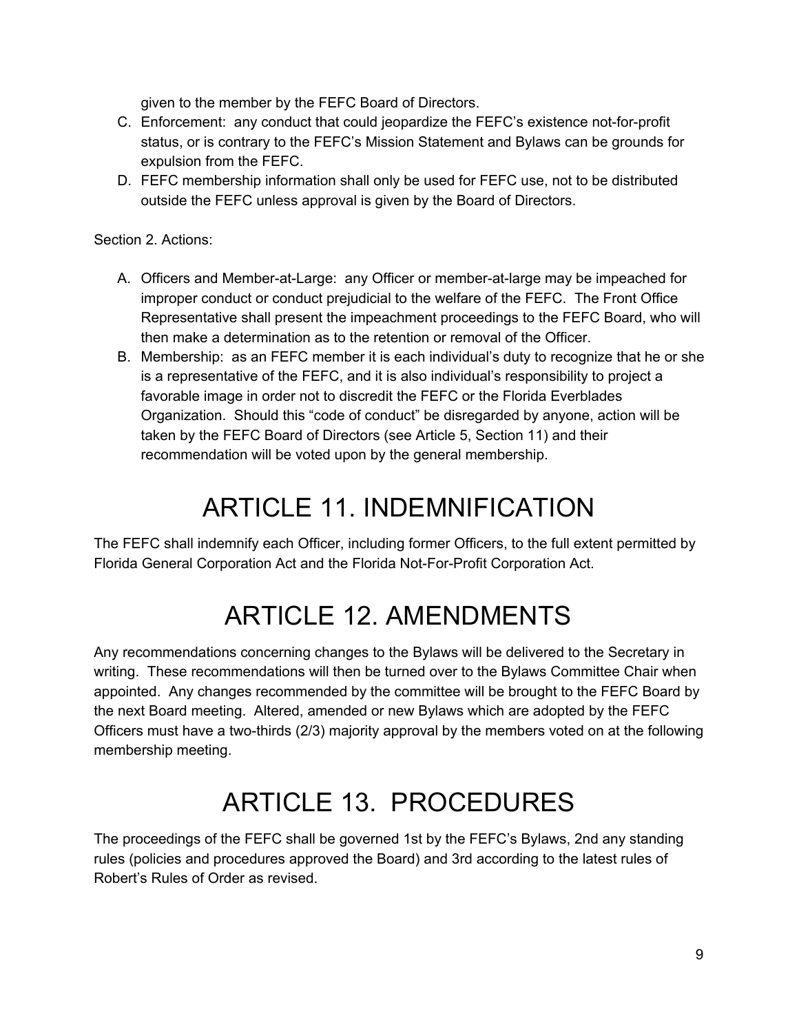given to the member by the FEFC Board of Directors.

C. Enforcement: any conduct that could jeopardize the FEFC's existence not-for-profit status, or is contrary to the FEFC's Mission Statement and Bylaws can be grounds for expulsion from the FEFC.
D. FEFC membership information shall only be used for FEFC use, not to be distributed outside the FEFC unless approval is given by the Board of Directors.

Section 2. Actions:

A. Officers and Member-at-Large: any Officer or member-at-large may be impeached for improper conduct or conduct prejudicial to the welfare of the FEFC. The Front Office Representative shall present the impeachment proceedings to the FEFC Board, who will then make a determination as to the retention or removal of the Officer.
B. Membership: as an FEFC member it is each individual's duty to recognize that he or she is a representative of the FEFC, and it is also individual's responsibility to project a favorable image in order not to discredit the FEFC or the Florida Everblades Organization. Should this "code of conduct" be disregarded by anyone, action will be taken by the FEFC Board of Directors (see Article 5, Section 11) and their recommendation will be voted upon by the general membership.

# ARTICLE 11. INDEMNIFICATION

The FEFC shall indemnify each Officer, including former Officers, to the full extent permitted by Florida General Corporation Act and the Florida Not-For-Profit Corporation Act.

# ARTICLE 12. AMENDMENTS

Any recommendations concerning changes to the Bylaws will be delivered to the Secretary in writing. These recommendations will then be turned over to the Bylaws Committee Chair when appointed. Any changes recommended by the committee will be brought to the FEFC Board by the next Board meeting. Altered, amended or new Bylaws which are adopted by the FEFC Officers must have a two-thirds (2/3) majority approval by the members voted on at the following membership meeting.

# ARTICLE 13. PROCEDURES

The proceedings of the FEFC shall be governed 1st by the FEFC's Bylaws, 2nd any standing rules (policies and procedures approved the Board) and 3rd according to the latest rules of Robert's Rules of Order as revised.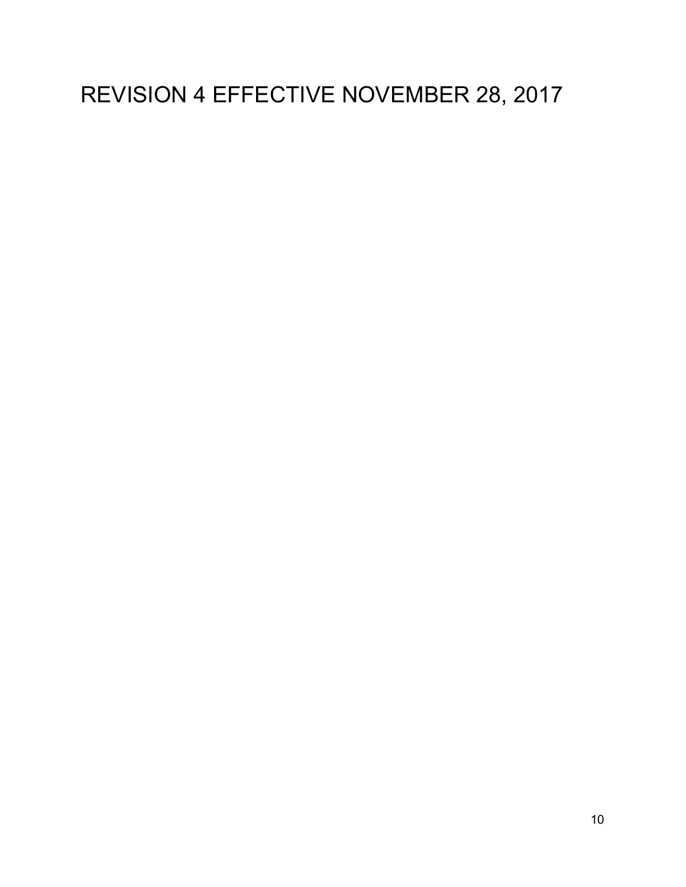# REVISION 4 EFFECTIVE NOVEMBER 28, 2017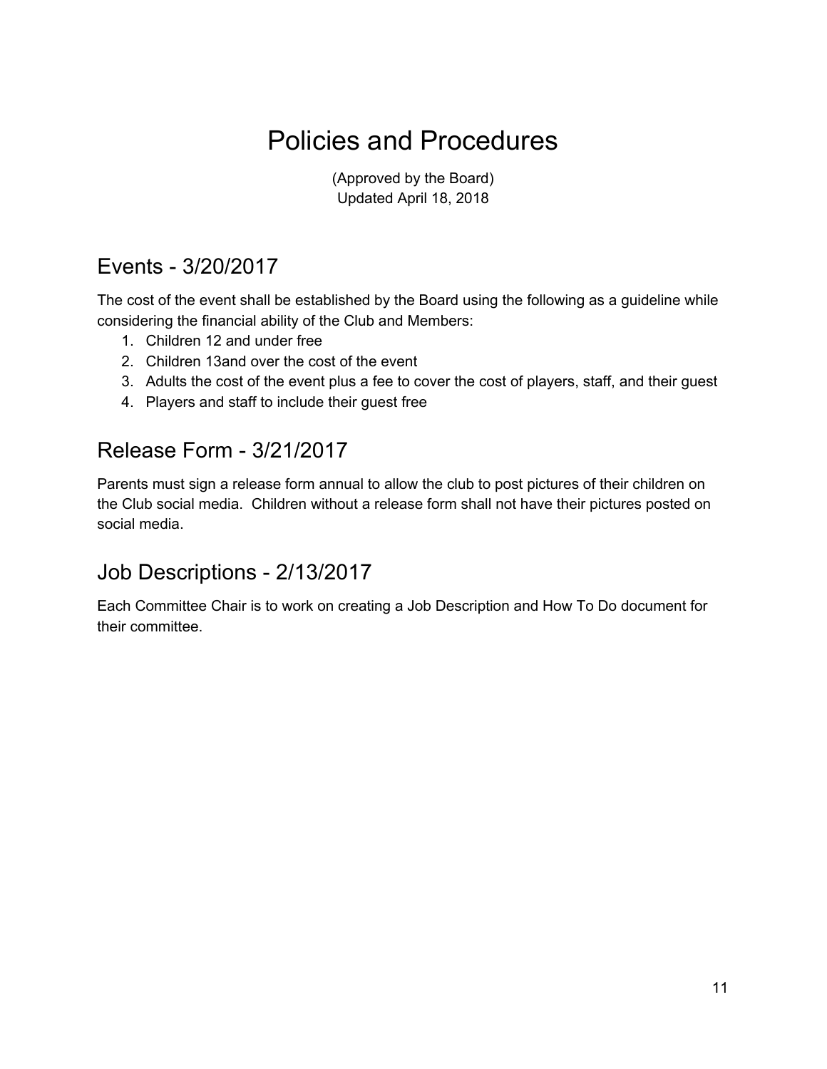# Policies and Procedures

(Approved by the Board)
Updated April 18, 2018

## Events - 3/20/2017

The cost of the event shall be established by the Board using the following as a guideline while considering the financial ability of the Club and Members:

1. Children 12 and under free
2. Children 13and over the cost of the event
3. Adults the cost of the event plus a fee to cover the cost of players, staff, and their guest
4. Players and staff to include their guest free

## Release Form - 3/21/2017

Parents must sign a release form annual to allow the club to post pictures of their children on the Club social media. Children without a release form shall not have their pictures posted on social media.

## Job Descriptions - 2/13/2017

Each Committee Chair is to work on creating a Job Description and How To Do document for their committee.